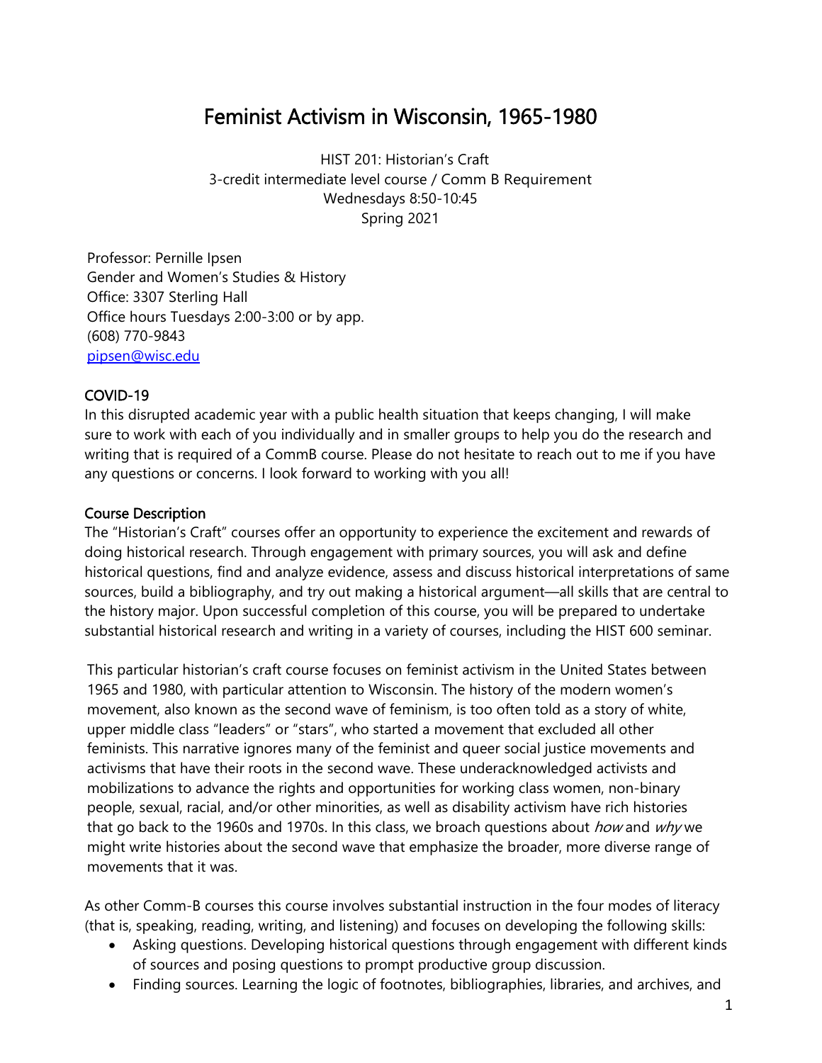# Feminist Activism in Wisconsin, 1965-1980

HIST 201: Historian's Craft
3-credit intermediate level course / Comm B Requirement
Wednesdays 8:50-10:45
Spring 2021

Professor: Pernille Ipsen
Gender and Women's Studies & History
Office: 3307 Sterling Hall
Office hours Tuesdays 2:00-3:00 or by app.
(608) 770-9843
pipsen@wisc.edu

## COVID-19

In this disrupted academic year with a public health situation that keeps changing, I will make sure to work with each of you individually and in smaller groups to help you do the research and writing that is required of a CommB course. Please do not hesitate to reach out to me if you have any questions or concerns. I look forward to working with you all!

## Course Description

The "Historian's Craft" courses offer an opportunity to experience the excitement and rewards of doing historical research. Through engagement with primary sources, you will ask and define historical questions, find and analyze evidence, assess and discuss historical interpretations of same sources, build a bibliography, and try out making a historical argument—all skills that are central to the history major. Upon successful completion of this course, you will be prepared to undertake substantial historical research and writing in a variety of courses, including the HIST 600 seminar.

This particular historian's craft course focuses on feminist activism in the United States between 1965 and 1980, with particular attention to Wisconsin. The history of the modern women's movement, also known as the second wave of feminism, is too often told as a story of white, upper middle class "leaders" or "stars", who started a movement that excluded all other feminists. This narrative ignores many of the feminist and queer social justice movements and activisms that have their roots in the second wave. These underacknowledged activists and mobilizations to advance the rights and opportunities for working class women, non-binary people, sexual, racial, and/or other minorities, as well as disability activism have rich histories that go back to the 1960s and 1970s. In this class, we broach questions about *how* and *why* we might write histories about the second wave that emphasize the broader, more diverse range of movements that it was.

As other Comm-B courses this course involves substantial instruction in the four modes of literacy (that is, speaking, reading, writing, and listening) and focuses on developing the following skills:

- Asking questions. Developing historical questions through engagement with different kinds of sources and posing questions to prompt productive group discussion.
- Finding sources. Learning the logic of footnotes, bibliographies, libraries, and archives, and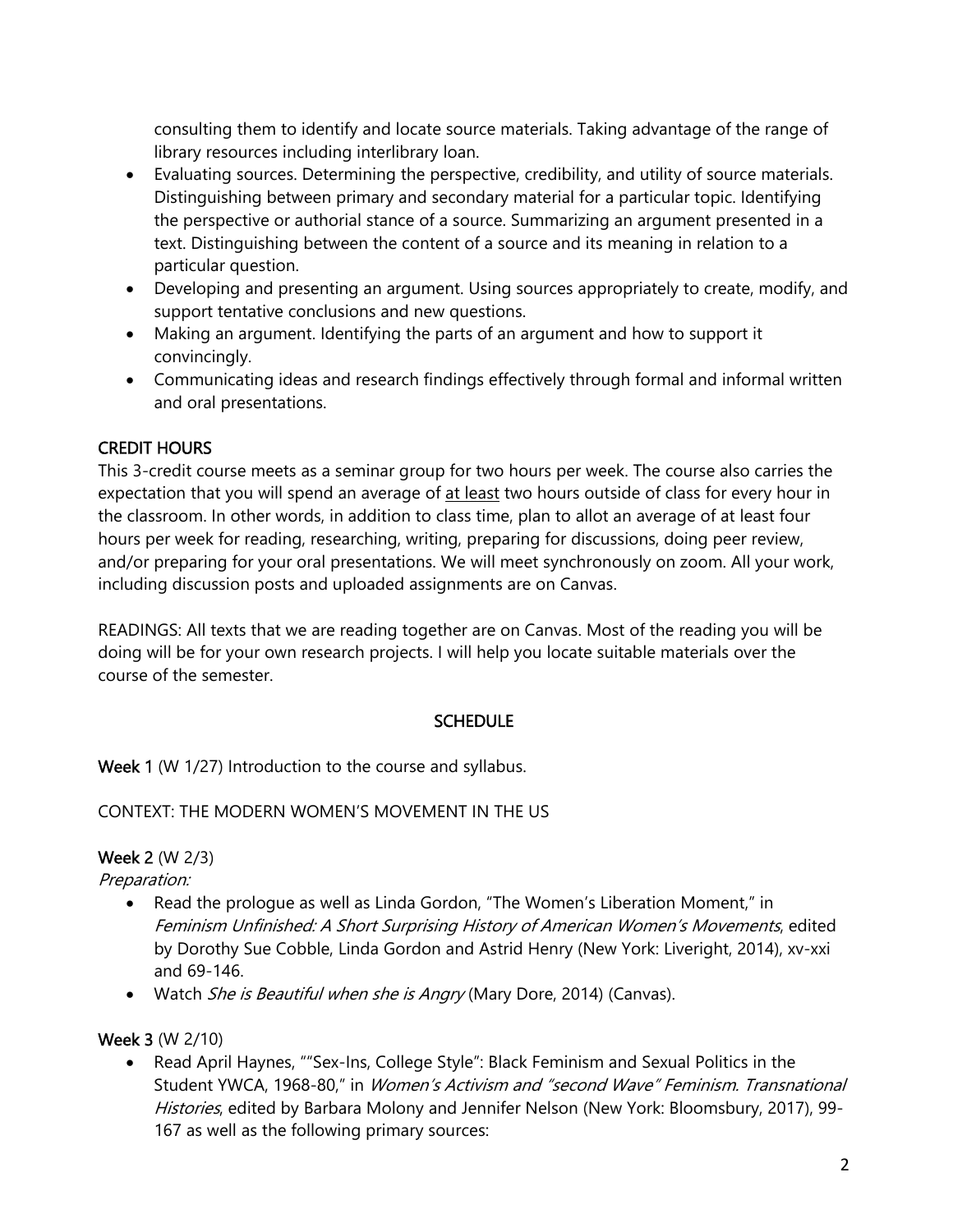consulting them to identify and locate source materials. Taking advantage of the range of library resources including interlibrary loan.

- Evaluating sources. Determining the perspective, credibility, and utility of source materials. Distinguishing between primary and secondary material for a particular topic. Identifying the perspective or authorial stance of a source. Summarizing an argument presented in a text. Distinguishing between the content of a source and its meaning in relation to a particular question.
- Developing and presenting an argument. Using sources appropriately to create, modify, and support tentative conclusions and new questions.
- Making an argument. Identifying the parts of an argument and how to support it convincingly.
- Communicating ideas and research findings effectively through formal and informal written and oral presentations.

## CREDIT HOURS

This 3-credit course meets as a seminar group for two hours per week. The course also carries the expectation that you will spend an average of <u>at least</u> two hours outside of class for every hour in the classroom. In other words, in addition to class time, plan to allot an average of at least four hours per week for reading, researching, writing, preparing for discussions, doing peer review, and/or preparing for your oral presentations. We will meet synchronously on zoom. All your work, including discussion posts and uploaded assignments are on Canvas.

READINGS: All texts that we are reading together are on Canvas. Most of the reading you will be doing will be for your own research projects. I will help you locate suitable materials over the course of the semester.

## SCHEDULE

**Week 1** (W 1/27) Introduction to the course and syllabus.

CONTEXT: THE MODERN WOMEN'S MOVEMENT IN THE US

**Week 2** (W 2/3)

*Preparation:*

- Read the prologue as well as Linda Gordon, "The Women's Liberation Moment," in *Feminism Unfinished: A Short Surprising History of American Women's Movements*, edited by Dorothy Sue Cobble, Linda Gordon and Astrid Henry (New York: Liveright, 2014), xv-xxi and 69-146.
- Watch *She is Beautiful when she is Angry* (Mary Dore, 2014) (Canvas).

**Week 3** (W 2/10)

- Read April Haynes, ""Sex-Ins, College Style": Black Feminism and Sexual Politics in the Student YWCA, 1968-80," in *Women's Activism and "second Wave" Feminism. Transnational Histories*, edited by Barbara Molony and Jennifer Nelson (New York: Bloomsbury, 2017), 99-167 as well as the following primary sources: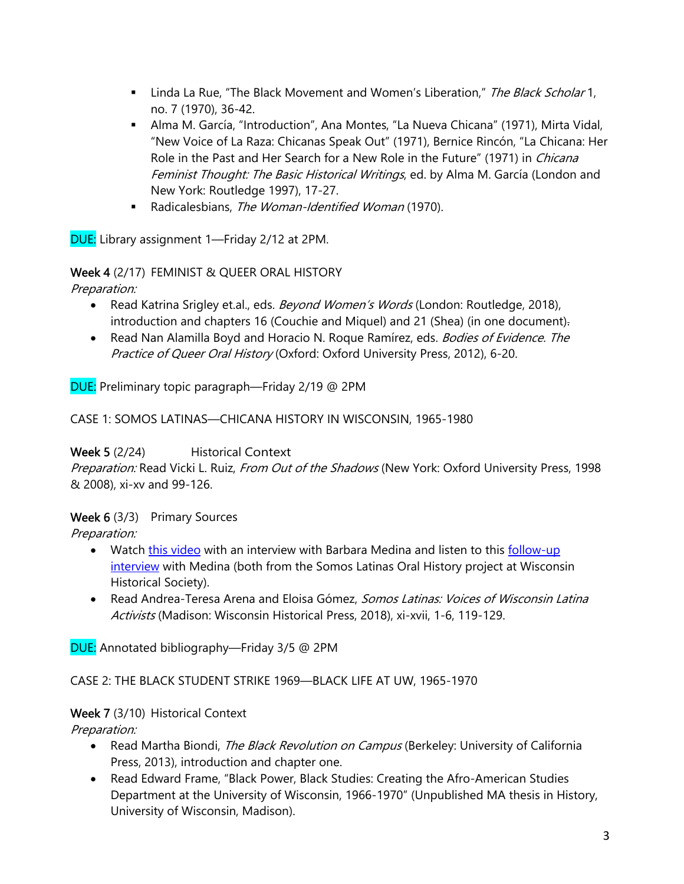- Linda La Rue, "The Black Movement and Women's Liberation," *The Black Scholar* 1, no. 7 (1970), 36-42.
   - Alma M. García, "Introduction", Ana Montes, "La Nueva Chicana" (1971), Mirta Vidal, "New Voice of La Raza: Chicanas Speak Out" (1971), Bernice Rincón, "La Chicana: Her Role in the Past and Her Search for a New Role in the Future" (1971) in *Chicana Feminist Thought: The Basic Historical Writings*, ed. by Alma M. García (London and New York: Routledge 1997), 17-27.
   - Radicalesbians, *The Woman-Identified Woman* (1970).

DUE: Library assignment 1—Friday 2/12 at 2PM.

**Week 4** (2/17) FEMINIST & QUEER ORAL HISTORY

*Preparation:*

- Read Katrina Srigley et.al., eds. *Beyond Women's Words* (London: Routledge, 2018), introduction and chapters 16 (Couchie and Miquel) and 21 (Shea) (in one document).
- Read Nan Alamilla Boyd and Horacio N. Roque Ramírez, eds. *Bodies of Evidence. The Practice of Queer Oral History* (Oxford: Oxford University Press, 2012), 6-20.

DUE: Preliminary topic paragraph—Friday 2/19 @ 2PM

CASE 1: SOMOS LATINAS—CHICANA HISTORY IN WISCONSIN, 1965-1980

**Week 5** (2/24) Historical Context

*Preparation:* Read Vicki L. Ruiz, *From Out of the Shadows* (New York: Oxford University Press, 1998 & 2008), xi-xv and 99-126.

**Week 6** (3/3) Primary Sources

*Preparation:*

- Watch this video with an interview with Barbara Medina and listen to this follow-up interview with Medina (both from the Somos Latinas Oral History project at Wisconsin Historical Society).
- Read Andrea-Teresa Arena and Eloisa Gómez, *Somos Latinas: Voices of Wisconsin Latina Activists* (Madison: Wisconsin Historical Press, 2018), xi-xvii, 1-6, 119-129.

DUE: Annotated bibliography—Friday 3/5 @ 2PM

CASE 2: THE BLACK STUDENT STRIKE 1969—BLACK LIFE AT UW, 1965-1970

**Week 7** (3/10) Historical Context

*Preparation:*

- Read Martha Biondi, *The Black Revolution on Campus* (Berkeley: University of California Press, 2013), introduction and chapter one.
- Read Edward Frame, "Black Power, Black Studies: Creating the Afro-American Studies Department at the University of Wisconsin, 1966-1970" (Unpublished MA thesis in History, University of Wisconsin, Madison).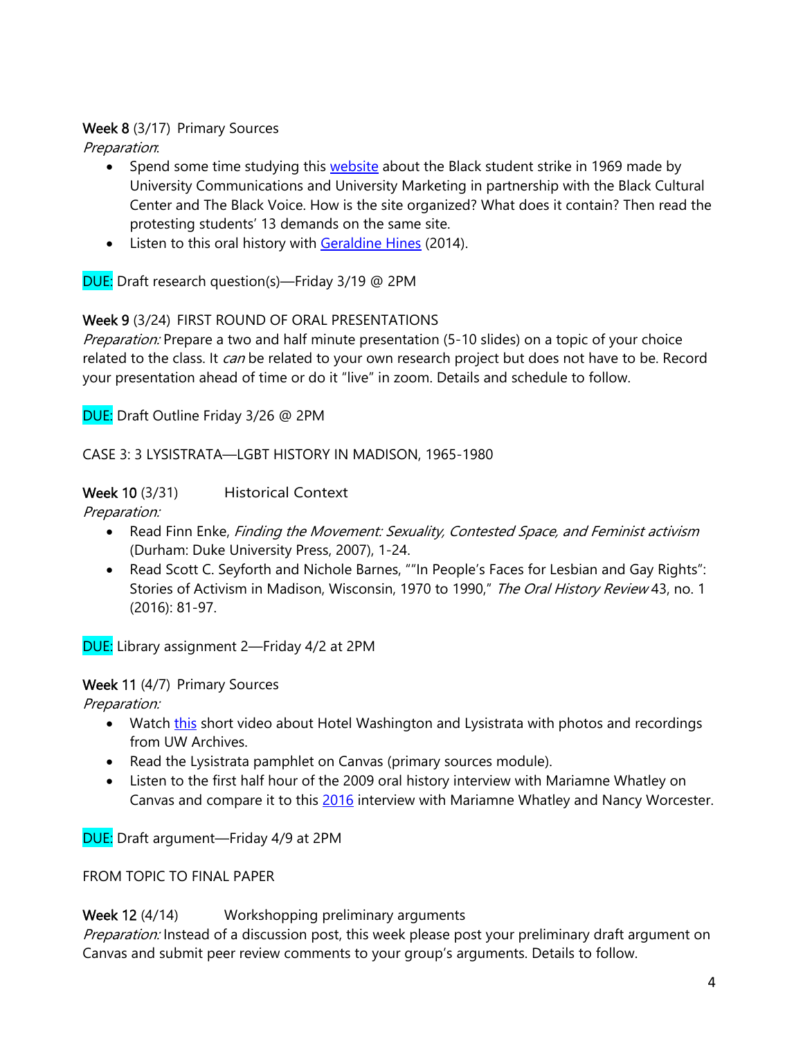**Week 8** (3/17) Primary Sources

*Preparation*:

- Spend some time studying this [website] about the Black student strike in 1969 made by University Communications and University Marketing in partnership with the Black Cultural Center and The Black Voice. How is the site organized? What does it contain? Then read the protesting students' 13 demands on the same site.
- Listen to this oral history with [Geraldine Hines] (2014).

DUE: Draft research question(s)—Friday 3/19 @ 2PM

**Week 9** (3/24) FIRST ROUND OF ORAL PRESENTATIONS

*Preparation:* Prepare a two and half minute presentation (5-10 slides) on a topic of your choice related to the class. It *can* be related to your own research project but does not have to be. Record your presentation ahead of time or do it "live" in zoom. Details and schedule to follow.

DUE: Draft Outline Friday 3/26 @ 2PM

CASE 3: 3 LYSISTRATA—LGBT HISTORY IN MADISON, 1965-1980

**Week 10** (3/31) Historical Context

*Preparation:*

- Read Finn Enke, *Finding the Movement: Sexuality, Contested Space, and Feminist activism* (Durham: Duke University Press, 2007), 1-24.
- Read Scott C. Seyforth and Nichole Barnes, ""In People's Faces for Lesbian and Gay Rights": Stories of Activism in Madison, Wisconsin, 1970 to 1990," *The Oral History Review* 43, no. 1 (2016): 81-97.

DUE: Library assignment 2—Friday 4/2 at 2PM

**Week 11** (4/7) Primary Sources

*Preparation:*

- Watch [this] short video about Hotel Washington and Lysistrata with photos and recordings from UW Archives.
- Read the Lysistrata pamphlet on Canvas (primary sources module).
- Listen to the first half hour of the 2009 oral history interview with Mariamne Whatley on Canvas and compare it to this [2016] interview with Mariamne Whatley and Nancy Worcester.

DUE: Draft argument—Friday 4/9 at 2PM

FROM TOPIC TO FINAL PAPER

**Week 12** (4/14) Workshopping preliminary arguments

*Preparation:* Instead of a discussion post, this week please post your preliminary draft argument on Canvas and submit peer review comments to your group's arguments. Details to follow.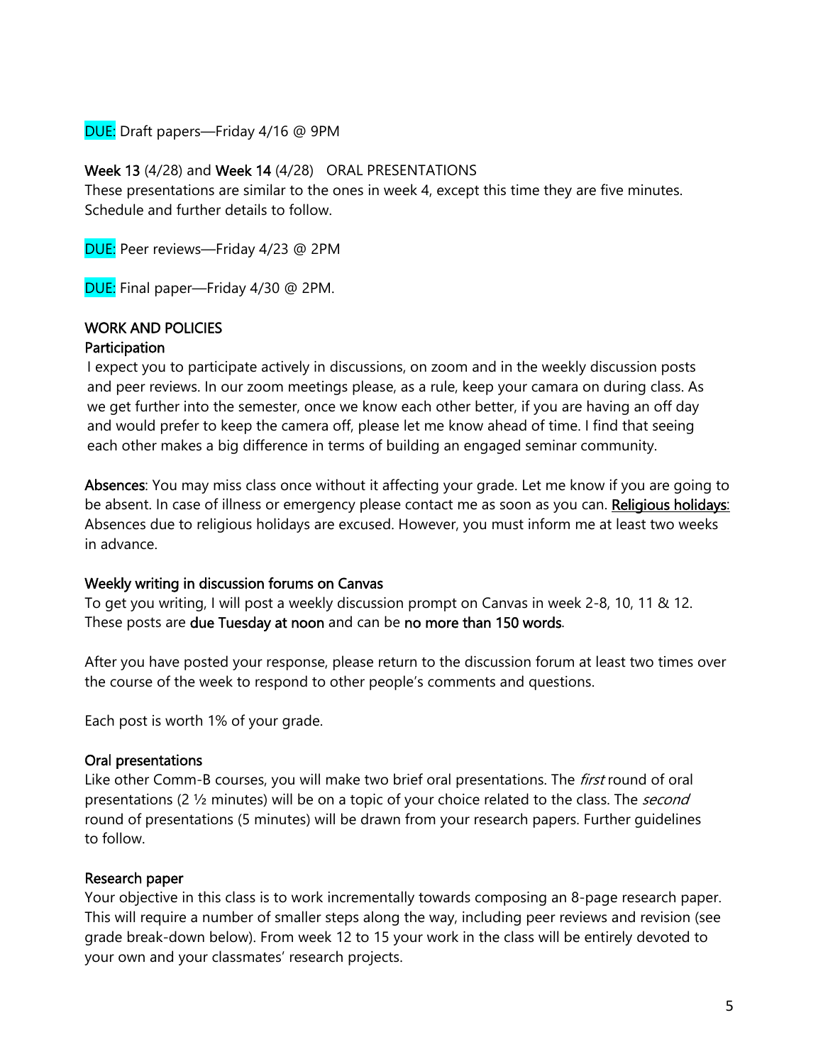DUE: Draft papers—Friday 4/16 @ 9PM

**Week 13** (4/28) and **Week 14** (4/28) ORAL PRESENTATIONS
These presentations are similar to the ones in week 4, except this time they are five minutes. Schedule and further details to follow.

DUE: Peer reviews—Friday 4/23 @ 2PM

DUE: Final paper—Friday 4/30 @ 2PM.

## WORK AND POLICIES

### Participation

I expect you to participate actively in discussions, on zoom and in the weekly discussion posts and peer reviews. In our zoom meetings please, as a rule, keep your camara on during class. As we get further into the semester, once we know each other better, if you are having an off day and would prefer to keep the camera off, please let me know ahead of time. I find that seeing each other makes a big difference in terms of building an engaged seminar community.

**Absences**: You may miss class once without it affecting your grade. Let me know if you are going to be absent. In case of illness or emergency please contact me as soon as you can. Religious holidays: Absences due to religious holidays are excused. However, you must inform me at least two weeks in advance.

### Weekly writing in discussion forums on Canvas

To get you writing, I will post a weekly discussion prompt on Canvas in week 2-8, 10, 11 & 12. These posts are **due Tuesday at noon** and can be **no more than 150 words**.

After you have posted your response, please return to the discussion forum at least two times over the course of the week to respond to other people's comments and questions.

Each post is worth 1% of your grade.

### Oral presentations

Like other Comm-B courses, you will make two brief oral presentations. The *first* round of oral presentations (2 ½ minutes) will be on a topic of your choice related to the class. The *second* round of presentations (5 minutes) will be drawn from your research papers. Further guidelines to follow.

### Research paper

Your objective in this class is to work incrementally towards composing an 8-page research paper. This will require a number of smaller steps along the way, including peer reviews and revision (see grade break-down below). From week 12 to 15 your work in the class will be entirely devoted to your own and your classmates' research projects.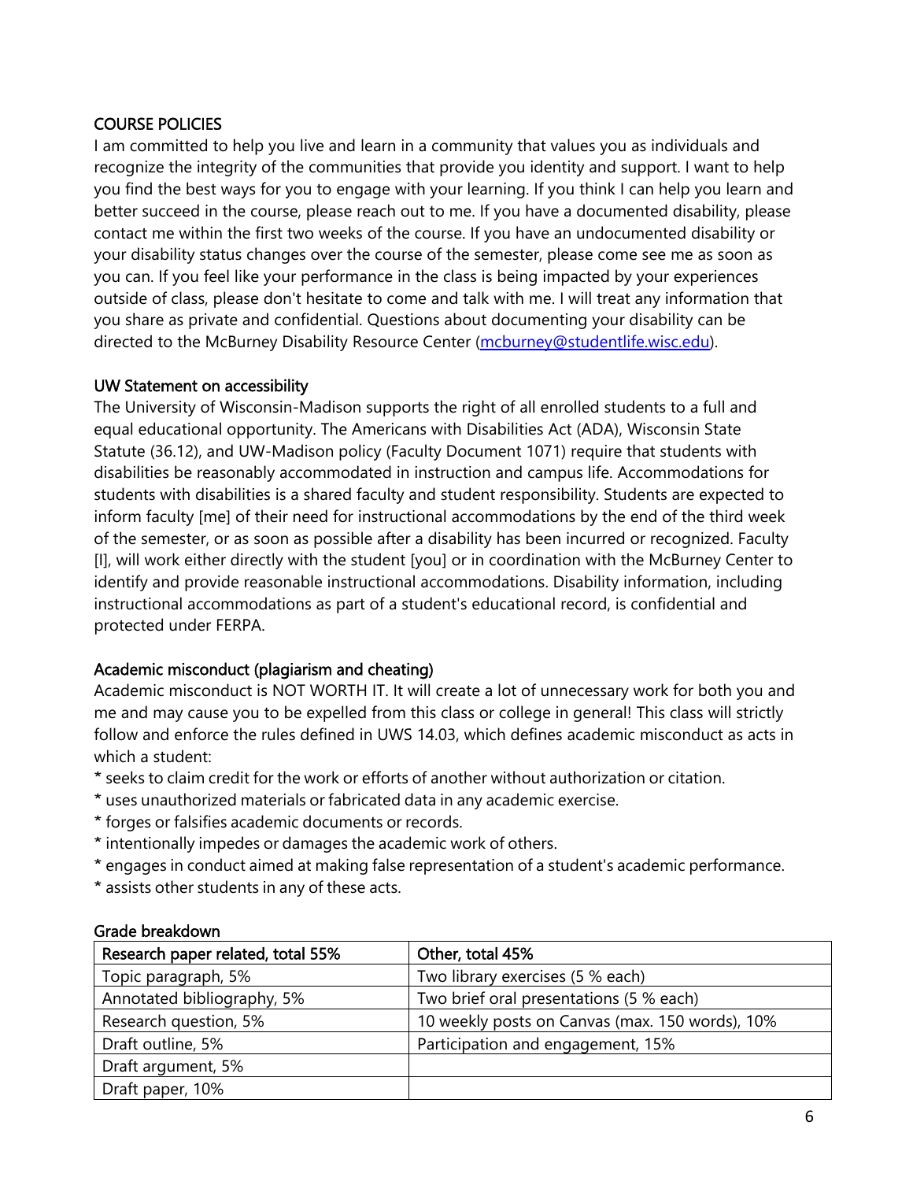## COURSE POLICIES

I am committed to help you live and learn in a community that values you as individuals and recognize the integrity of the communities that provide you identity and support. I want to help you find the best ways for you to engage with your learning. If you think I can help you learn and better succeed in the course, please reach out to me. If you have a documented disability, please contact me within the first two weeks of the course. If you have an undocumented disability or your disability status changes over the course of the semester, please come see me as soon as you can. If you feel like your performance in the class is being impacted by your experiences outside of class, please don't hesitate to come and talk with me. I will treat any information that you share as private and confidential. Questions about documenting your disability can be directed to the McBurney Disability Resource Center (mcburney@studentlife.wisc.edu).

### UW Statement on accessibility

The University of Wisconsin-Madison supports the right of all enrolled students to a full and equal educational opportunity. The Americans with Disabilities Act (ADA), Wisconsin State Statute (36.12), and UW-Madison policy (Faculty Document 1071) require that students with disabilities be reasonably accommodated in instruction and campus life. Accommodations for students with disabilities is a shared faculty and student responsibility. Students are expected to inform faculty [me] of their need for instructional accommodations by the end of the third week of the semester, or as soon as possible after a disability has been incurred or recognized. Faculty [I], will work either directly with the student [you] or in coordination with the McBurney Center to identify and provide reasonable instructional accommodations. Disability information, including instructional accommodations as part of a student's educational record, is confidential and protected under FERPA.

### Academic misconduct (plagiarism and cheating)

Academic misconduct is NOT WORTH IT. It will create a lot of unnecessary work for both you and me and may cause you to be expelled from this class or college in general! This class will strictly follow and enforce the rules defined in UWS 14.03, which defines academic misconduct as acts in which a student:

* seeks to claim credit for the work or efforts of another without authorization or citation.
* uses unauthorized materials or fabricated data in any academic exercise.
* forges or falsifies academic documents or records.
* intentionally impedes or damages the academic work of others.
* engages in conduct aimed at making false representation of a student's academic performance.
* assists other students in any of these acts.

### Grade breakdown

| Research paper related, total 55% | Other, total 45% |
|---|---|
| Topic paragraph, 5% | Two library exercises (5 % each) |
| Annotated bibliography, 5% | Two brief oral presentations (5 % each) |
| Research question, 5% | 10 weekly posts on Canvas (max. 150 words), 10% |
| Draft outline, 5% | Participation and engagement, 15% |
| Draft argument, 5% | |
| Draft paper, 10% | |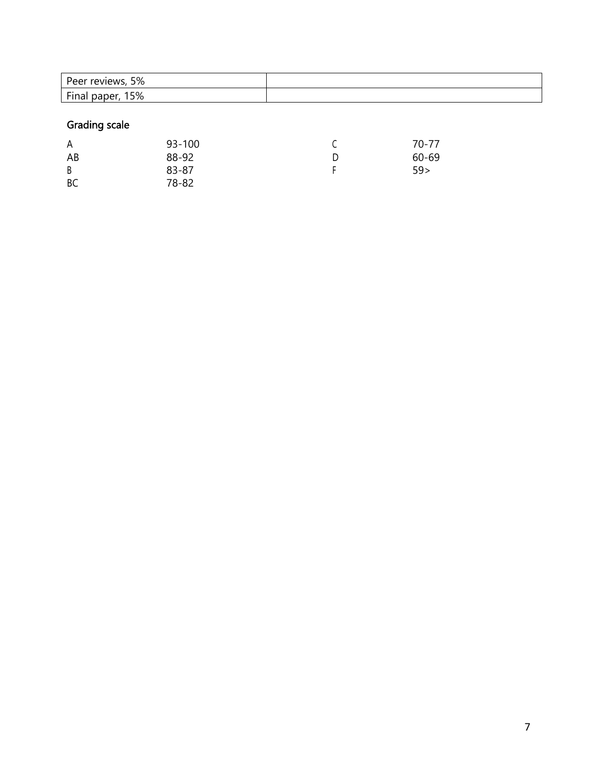| | |
|---|---|
| Peer reviews, 5% | |
| Final paper, 15% | |

## Grading scale

| | | | |
|---|---|---|---|
| A | 93-100 | C | 70-77 |
| AB | 88-92 | D | 60-69 |
| B | 83-87 | F | 59> |
| BC | 78-82 | | |